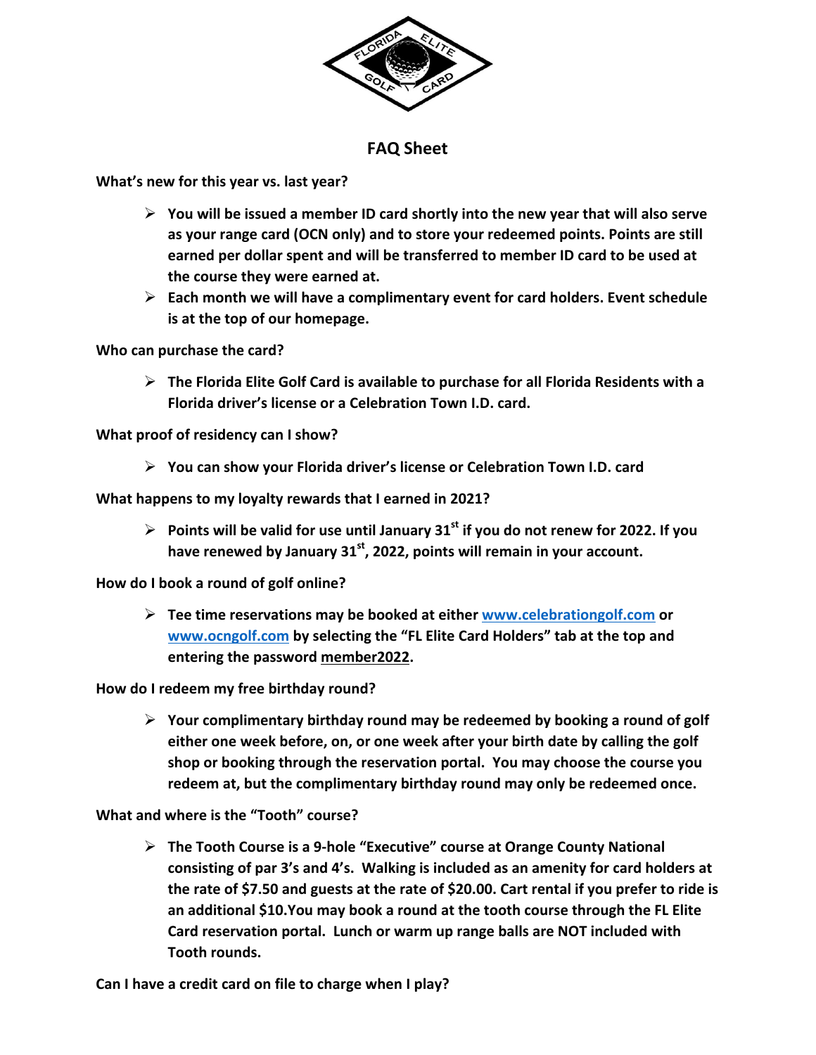# FAQ Sheet

**What's new for this year vs. last year?**

- **You will be issued a member ID card shortly into the new year that will also serve as your range card (OCN only) and to store your redeemed points. Points are still earned per dollar spent and will be transferred to member ID card to be used at the course they were earned at.**
- **Each month we will have a complimentary event for card holders. Event schedule is at the top of our homepage.**

**Who can purchase the card?**

- **The Florida Elite Golf Card is available to purchase for all Florida Residents with a Florida driver's license or a Celebration Town I.D. card.**

**What proof of residency can I show?**

- **You can show your Florida driver's license or Celebration Town I.D. card**

**What happens to my loyalty rewards that I earned in 2021?**

- **Points will be valid for use until January 31st if you do not renew for 2022. If you have renewed by January 31st, 2022, points will remain in your account.**

**How do I book a round of golf online?**

- **Tee time reservations may be booked at either www.celebrationgolf.com or www.ocngolf.com by selecting the "FL Elite Card Holders" tab at the top and entering the password member2022.**

**How do I redeem my free birthday round?**

- **Your complimentary birthday round may be redeemed by booking a round of golf either one week before, on, or one week after your birth date by calling the golf shop or booking through the reservation portal. You may choose the course you redeem at, but the complimentary birthday round may only be redeemed once.**

**What and where is the "Tooth" course?**

- **The Tooth Course is a 9-hole "Executive" course at Orange County National consisting of par 3's and 4's. Walking is included as an amenity for card holders at the rate of $7.50 and guests at the rate of $20.00. Cart rental if you prefer to ride is an additional $10.You may book a round at the tooth course through the FL Elite Card reservation portal. Lunch or warm up range balls are NOT included with Tooth rounds.**

**Can I have a credit card on file to charge when I play?**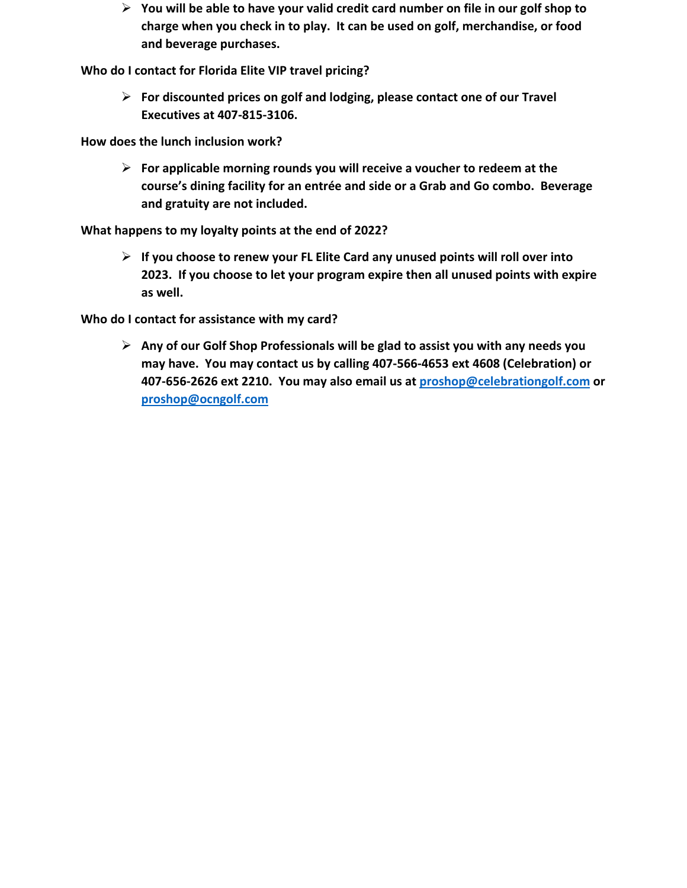- **You will be able to have your valid credit card number on file in our golf shop to charge when you check in to play. It can be used on golf, merchandise, or food and beverage purchases.**

**Who do I contact for Florida Elite VIP travel pricing?**

- **For discounted prices on golf and lodging, please contact one of our Travel Executives at 407-815-3106.**

**How does the lunch inclusion work?**

- **For applicable morning rounds you will receive a voucher to redeem at the course's dining facility for an entrée and side or a Grab and Go combo. Beverage and gratuity are not included.**

**What happens to my loyalty points at the end of 2022?**

- **If you choose to renew your FL Elite Card any unused points will roll over into 2023. If you choose to let your program expire then all unused points with expire as well.**

**Who do I contact for assistance with my card?**

- **Any of our Golf Shop Professionals will be glad to assist you with any needs you may have. You may contact us by calling 407-566-4653 ext 4608 (Celebration) or 407-656-2626 ext 2210. You may also email us at [proshop@celebrationgolf.com](mailto:proshop@celebrationgolf.com) or [proshop@ocngolf.com](mailto:proshop@ocngolf.com)**